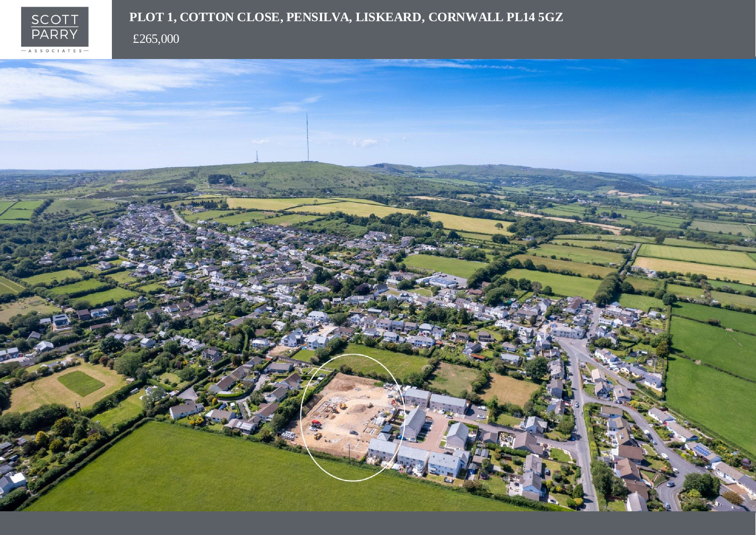# PLOT 1, COTTON CLOSE, PENSILVA, LISKEARD, CORNWALL PL14 5GZ

£265,000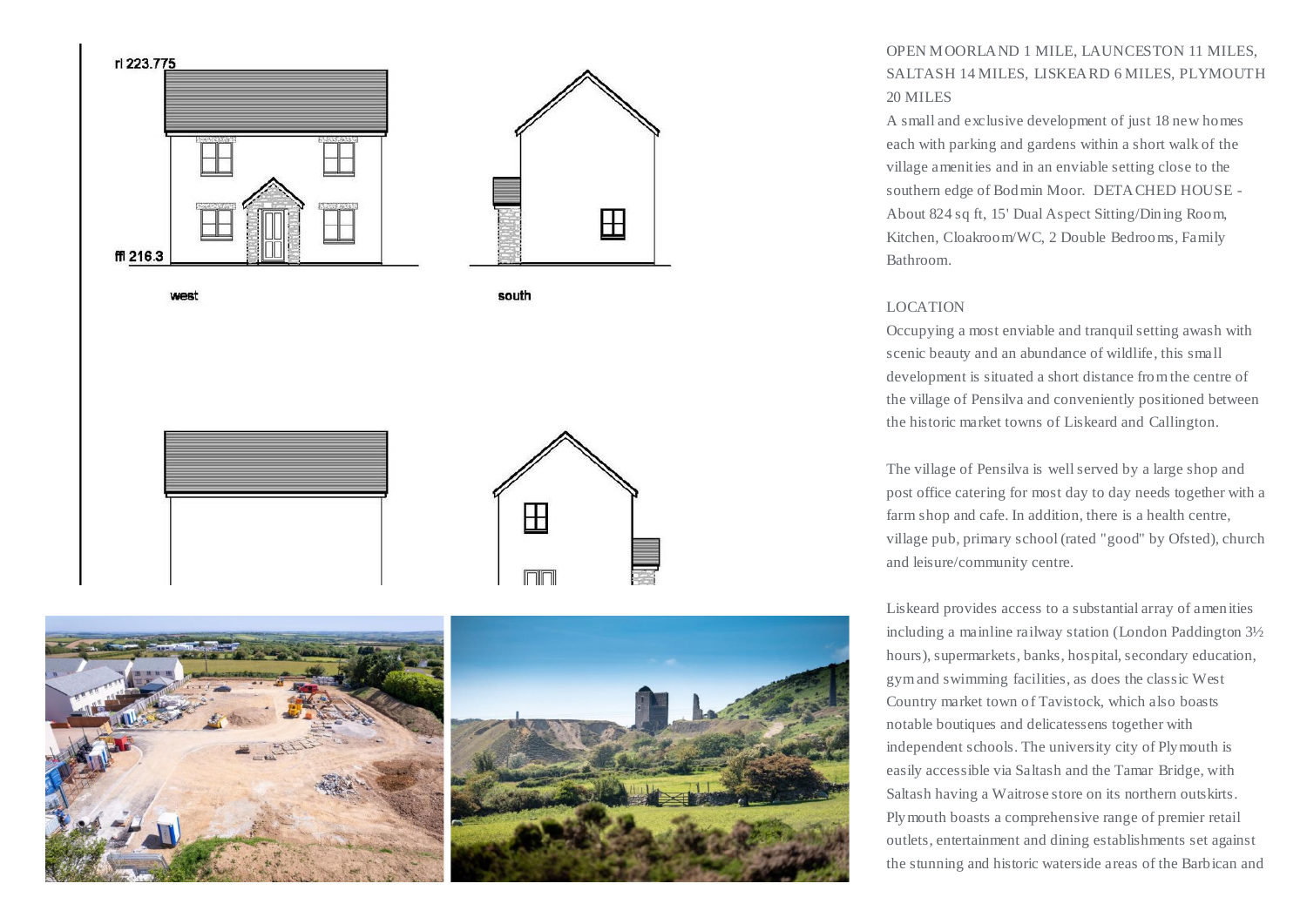rl 223.775

ffl 216.3

west

south

OPEN MOORLAND 1 MILE, LAUNCESTON 11 MILES, SALTASH 14 MILES, LISKEARD 6 MILES, PLYMOUTH 20 MILES

A small and exclusive development of just 18 new homes each with parking and gardens within a short walk of the village amenities and in an enviable setting close to the southern edge of Bodmin Moor. DETACHED HOUSE - About 824 sq ft, 15' Dual Aspect Sitting/Dining Room, Kitchen, Cloakroom/WC, 2 Double Bedrooms, Family Bathroom.

## LOCATION

Occupying a most enviable and tranquil setting awash with scenic beauty and an abundance of wildlife, this small development is situated a short distance from the centre of the village of Pensilva and conveniently positioned between the historic market towns of Liskeard and Callington.

The village of Pensilva is well served by a large shop and post office catering for most day to day needs together with a farm shop and cafe. In addition, there is a health centre, village pub, primary school (rated "good" by Ofsted), church and leisure/community centre.

Liskeard provides access to a substantial array of amenities including a mainline railway station (London Paddington 3½ hours), supermarkets, banks, hospital, secondary education, gym and swimming facilities, as does the classic West Country market town of Tavistock, which also boasts notable boutiques and delicatessens together with independent schools. The university city of Plymouth is easily accessible via Saltash and the Tamar Bridge, with Saltash having a Waitrose store on its northern outskirts. Plymouth boasts a comprehensive range of premier retail outlets, entertainment and dining establishments set against the stunning and historic waterside areas of the Barbican and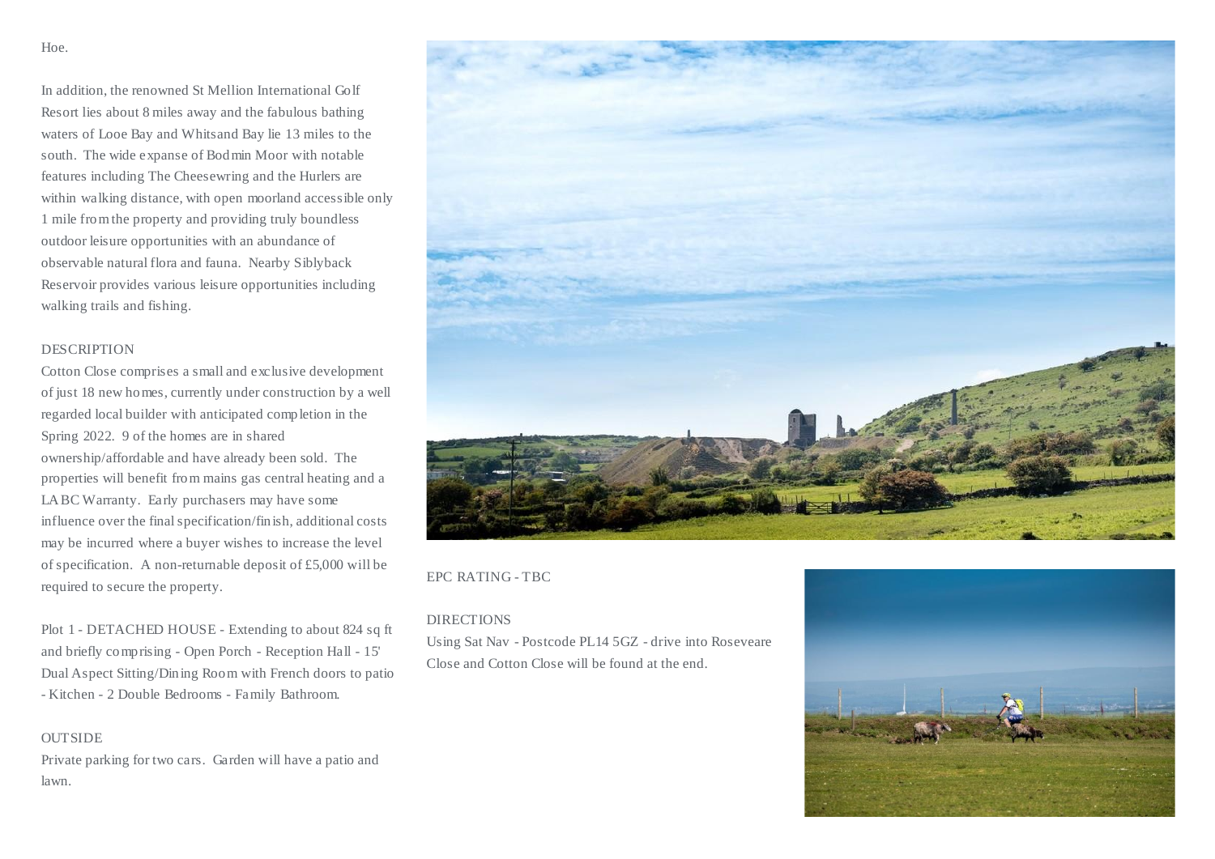Hoe.

In addition, the renowned St Mellion International Golf Resort lies about 8 miles away and the fabulous bathing waters of Looe Bay and Whitsand Bay lie 13 miles to the south. The wide expanse of Bodmin Moor with notable features including The Cheesewring and the Hurlers are within walking distance, with open moorland accessible only 1 mile from the property and providing truly boundless outdoor leisure opportunities with an abundance of observable natural flora and fauna. Nearby Siblyback Reservoir provides various leisure opportunities including walking trails and fishing.

## DESCRIPTION

Cotton Close comprises a small and exclusive development of just 18 new homes, currently under construction by a well regarded local builder with anticipated completion in the Spring 2022. 9 of the homes are in shared ownership/affordable and have already been sold. The properties will benefit from mains gas central heating and a LABC Warranty. Early purchasers may have some influence over the final specification/finish, additional costs may be incurred where a buyer wishes to increase the level of specification. A non-returnable deposit of £5,000 will be required to secure the property.

Plot 1 - DETACHED HOUSE - Extending to about 824 sq ft and briefly comprising - Open Porch - Reception Hall - 15' Dual Aspect Sitting/Dining Room with French doors to patio - Kitchen - 2 Double Bedrooms - Family Bathroom.

## OUTSIDE

Private parking for two cars. Garden will have a patio and lawn.

EPC RATING - TBC

## DIRECTIONS

Using Sat Nav - Postcode PL14 5GZ - drive into Roseveare Close and Cotton Close will be found at the end.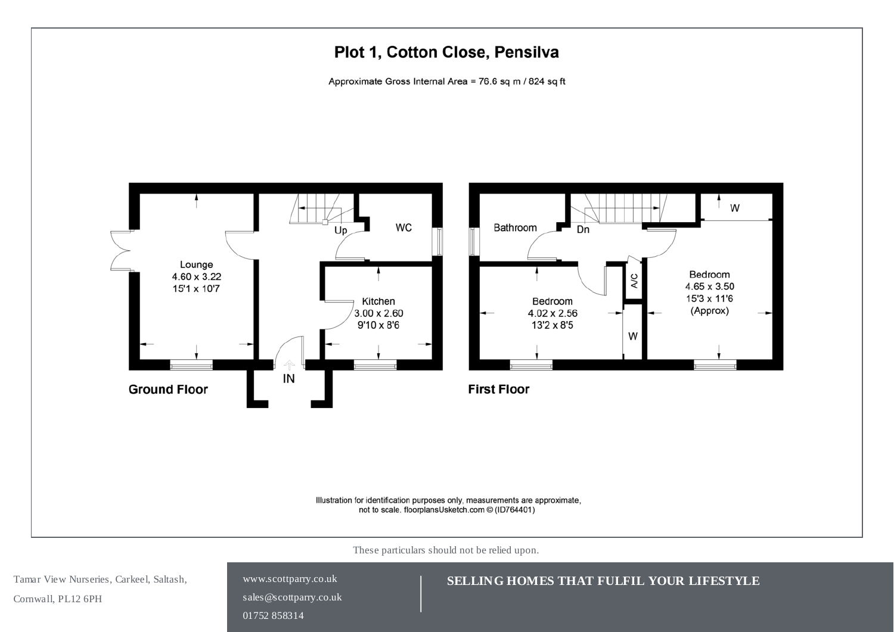# Plot 1, Cotton Close, Pensilva

Approximate Gross Internal Area = 76.6 sq m / 824 sq ft

Lounge
4.60 x 3.22
15'1 x 10'7

Up

WC

Kitchen
3.00 x 2.60
9'10 x 8'6

IN

**Ground Floor**

Bathroom

Dn

W

Bedroom
4.02 x 2.56
13'2 x 8'5

A/C

W

Bedroom
4.65 x 3.50
15'3 x 11'6
(Approx)

**First Floor**

Illustration for identification purposes only, measurements are approximate, not to scale. floorplansUsketch.com © (ID764401)

These particulars should not be relied upon.

Tamar View Nurseries, Carkeel, Saltash, Cornwall, PL12 6PH

www.scottparry.co.uk
sales@scottparry.co.uk
01752 858314

**SELLING HOMES THAT FULFIL YOUR LIFESTYLE**